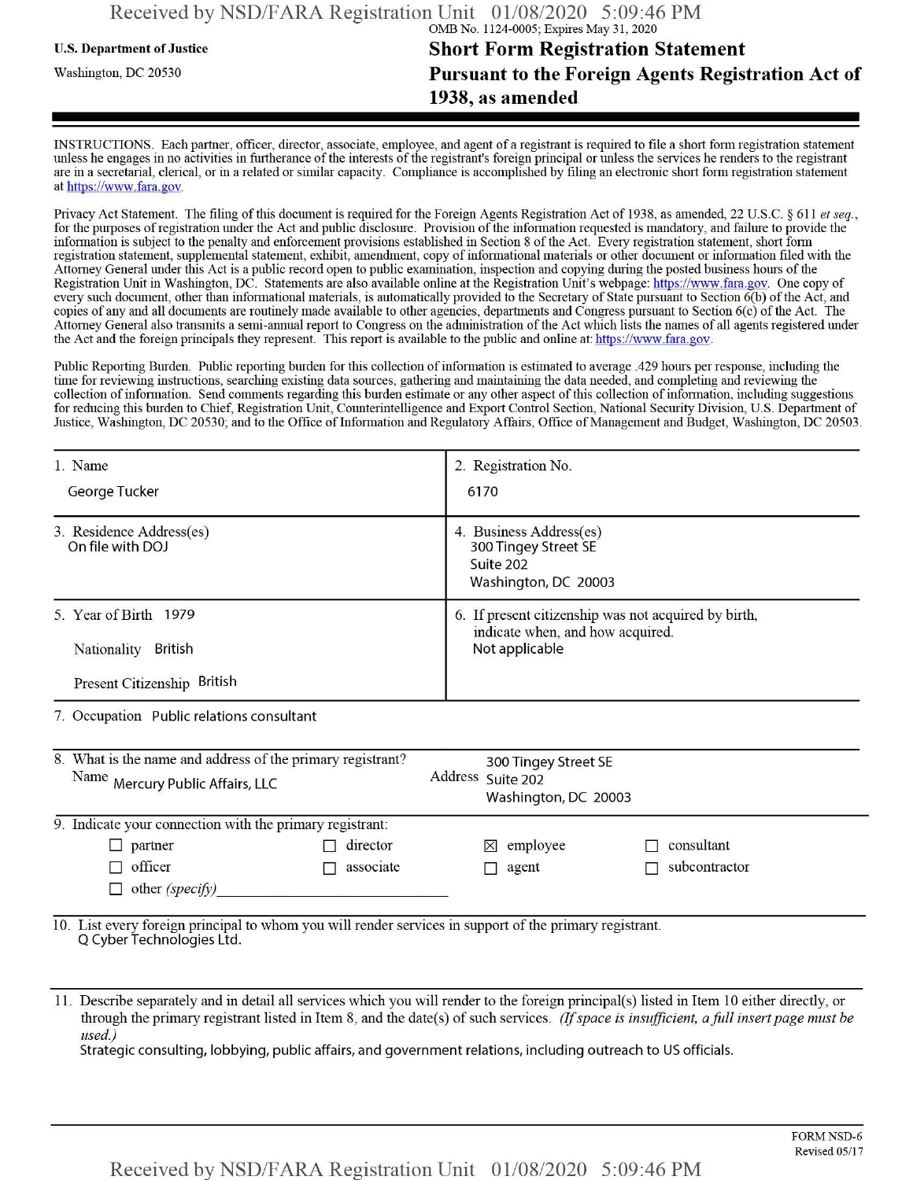OMB No. 1124-0005; Expires May 31, 2020

**U.S. Department of Justice**

Washington, DC 20530

# Short Form Registration Statement Pursuant to the Foreign Agents Registration Act of 1938, as amended

INSTRUCTIONS. Each partner, officer, director, associate, employee, and agent of a registrant is required to file a short form registration statement unless he engages in no activities in furtherance of the interests of the registrant's foreign principal or unless the services he renders to the registrant are in a secretarial, clerical, or in a related or similar capacity. Compliance is accomplished by filing an electronic short form registration statement at https://www.fara.gov.

Privacy Act Statement. The filing of this document is required for the Foreign Agents Registration Act of 1938, as amended, 22 U.S.C. § 611 *et seq.*, for the purposes of registration under the Act and public disclosure. Provision of the information requested is mandatory, and failure to provide the information is subject to the penalty and enforcement provisions established in Section 8 of the Act. Every registration statement, short form registration statement, supplemental statement, exhibit, amendment, copy of informational materials or other document or information filed with the Attorney General under this Act is a public record open to public examination, inspection and copying during the posted business hours of the Registration Unit in Washington, DC. Statements are also available online at the Registration Unit's webpage: https://www.fara.gov. One copy of every such document, other than informational materials, is automatically provided to the Secretary of State pursuant to Section 6(b) of the Act, and copies of any and all documents are routinely made available to other agencies, departments and Congress pursuant to Section 6(c) of the Act. The Attorney General also transmits a semi-annual report to Congress on the administration of the Act which lists the names of all agents registered under the Act and the foreign principals they represent. This report is available to the public and online at: https://www.fara.gov.

Public Reporting Burden. Public reporting burden for this collection of information is estimated to average .429 hours per response, including the time for reviewing instructions, searching existing data sources, gathering and maintaining the data needed, and completing and reviewing the collection of information. Send comments regarding this burden estimate or any other aspect of this collection of information, including suggestions for reducing this burden to Chief, Registration Unit, Counterintelligence and Export Control Section, National Security Division, U.S. Department of Justice, Washington, DC 20530; and to the Office of Information and Regulatory Affairs, Office of Management and Budget, Washington, DC 20503.

| 1. Name | 2. Registration No. |
|---|---|
| George Tucker | 6170 |
| 3. Residence Address(es)<br>On file with DOJ | 4. Business Address(es)<br>300 Tingey Street SE<br>Suite 202<br>Washington, DC 20003 |
| 5. Year of Birth 1979<br>Nationality British<br>Present Citizenship British | 6. If present citizenship was not acquired by birth, indicate when, and how acquired.<br>Not applicable |

7. Occupation Public relations consultant

8. What is the name and address of the primary registrant?

Name Mercury Public Affairs, LLC

Address 300 Tingey Street SE
Suite 202
Washington, DC 20003

9. Indicate your connection with the primary registrant:

- ☐ partner
- ☐ director
- ☒ employee
- ☐ consultant
- ☐ officer
- ☐ associate
- ☐ agent
- ☐ subcontractor
- ☐ other *(specify)*\_\_\_\_\_\_\_\_\_\_\_\_\_\_\_\_\_\_\_\_

10. List every foreign principal to whom you will render services in support of the primary registrant.

Q Cyber Technologies Ltd.

11. Describe separately and in detail all services which you will render to the foreign principal(s) listed in Item 10 either directly, or through the primary registrant listed in Item 8, and the date(s) of such services. *(If space is insufficient, a full insert page must be used.)*

Strategic consulting, lobbying, public affairs, and government relations, including outreach to US officials.

FORM NSD-6
Revised 05/17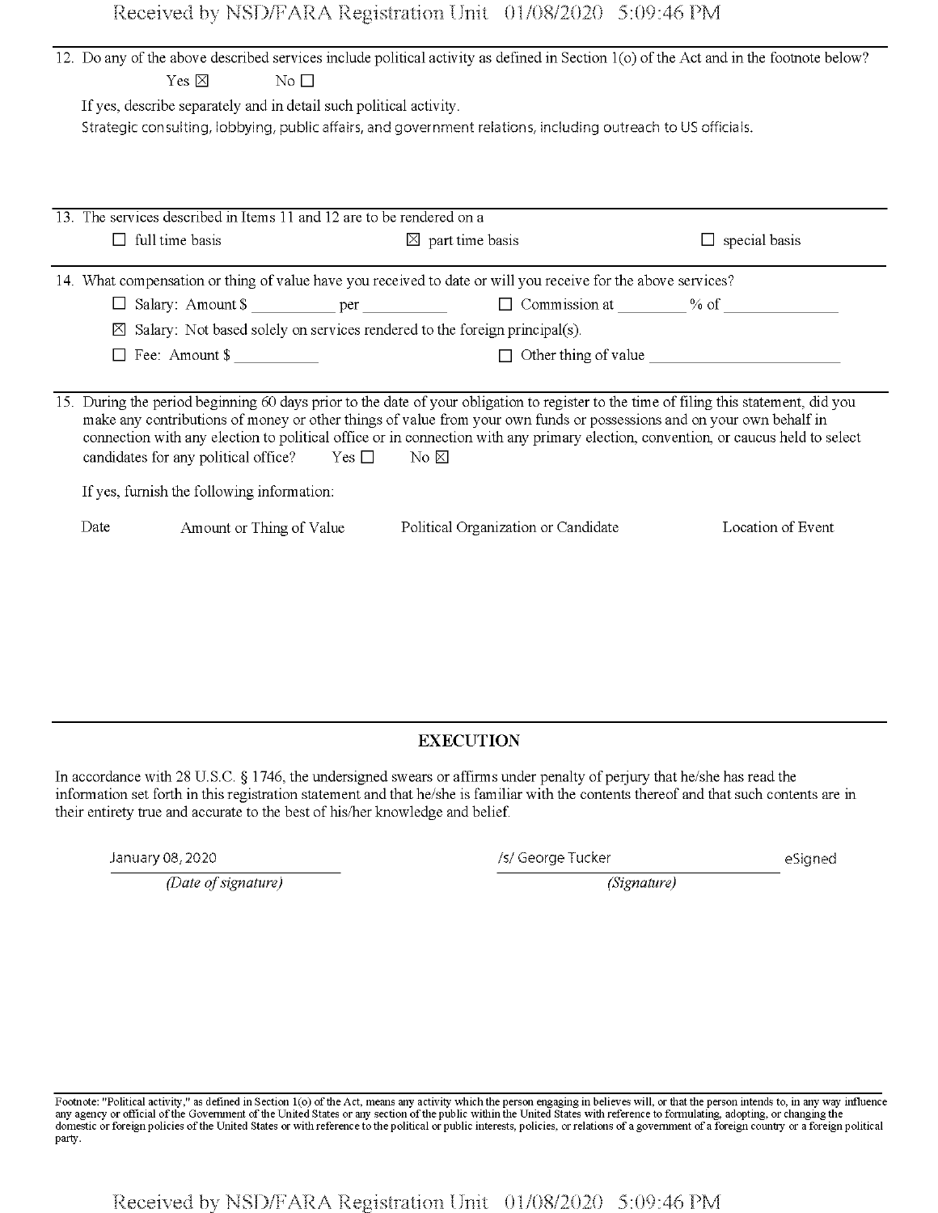12. Do any of the above described services include political activity as defined in Section 1(o) of the Act and in the footnote below?
Yes ☒ No ☐

If yes, describe separately and in detail such political activity.

Strategic consulting, lobbying, public affairs, and government relations, including outreach to US officials.

13. The services described in Items 11 and 12 are to be rendered on a

☐ full time basis ☒ part time basis ☐ special basis

14. What compensation or thing of value have you received to date or will you receive for the above services?

☐ Salary: Amount $ __________ per __________ ☐ Commission at ________ % of ______________

☒ Salary: Not based solely on services rendered to the foreign principal(s).

☐ Fee: Amount $ __________ ☐ Other thing of value ________________________

15. During the period beginning 60 days prior to the date of your obligation to register to the time of filing this statement, did you make any contributions of money or other things of value from your own funds or possessions and on your own behalf in connection with any election to political office or in connection with any primary election, convention, or caucus held to select candidates for any political office? Yes ☐ No ☒

If yes, furnish the following information:

| Date | Amount or Thing of Value | Political Organization or Candidate | Location of Event |
| --- | --- | --- | --- |

## EXECUTION

In accordance with 28 U.S.C. § 1746, the undersigned swears or affirms under penalty of perjury that he/she has read the information set forth in this registration statement and that he/she is familiar with the contents thereof and that such contents are in their entirety true and accurate to the best of his/her knowledge and belief.

January 08, 2020 — *(Date of signature)*

/s/ George Tucker eSigned — *(Signature)*

Footnote: "Political activity," as defined in Section 1(o) of the Act, means any activity which the person engaging in believes will, or that the person intends to, in any way influence any agency or official of the Government of the United States or any section of the public within the United States with reference to formulating, adopting, or changing the domestic or foreign policies of the United States or with reference to the political or public interests, policies, or relations of a government of a foreign country or a foreign political party.